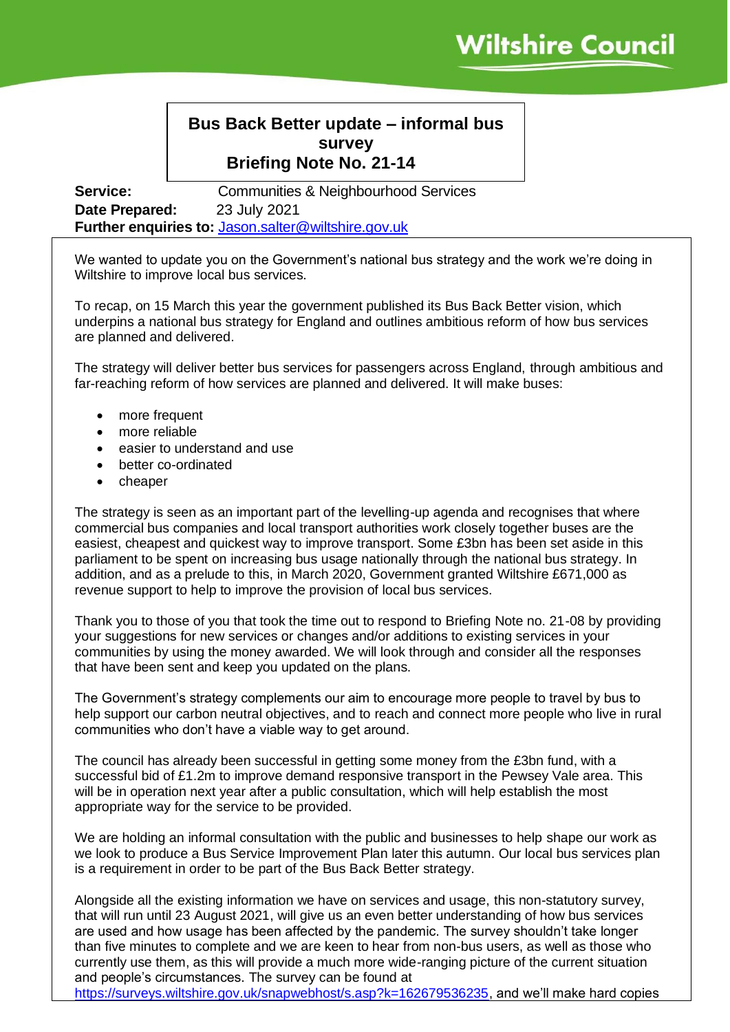Wiltshire Council

# Bus Back Better update – informal bus survey
## Briefing Note No. 21-14

**Service:** Communities & Neighbourhood Services
**Date Prepared:** 23 July 2021
**Further enquiries to:** Jason.salter@wiltshire.gov.uk

We wanted to update you on the Government's national bus strategy and the work we're doing in Wiltshire to improve local bus services.

To recap, on 15 March this year the government published its Bus Back Better vision, which underpins a national bus strategy for England and outlines ambitious reform of how bus services are planned and delivered.

The strategy will deliver better bus services for passengers across England, through ambitious and far-reaching reform of how services are planned and delivered. It will make buses:

- more frequent
- more reliable
- easier to understand and use
- better co-ordinated
- cheaper

The strategy is seen as an important part of the levelling-up agenda and recognises that where commercial bus companies and local transport authorities work closely together buses are the easiest, cheapest and quickest way to improve transport. Some £3bn has been set aside in this parliament to be spent on increasing bus usage nationally through the national bus strategy. In addition, and as a prelude to this, in March 2020, Government granted Wiltshire £671,000 as revenue support to help to improve the provision of local bus services.

Thank you to those of you that took the time out to respond to Briefing Note no. 21-08 by providing your suggestions for new services or changes and/or additions to existing services in your communities by using the money awarded. We will look through and consider all the responses that have been sent and keep you updated on the plans.

The Government's strategy complements our aim to encourage more people to travel by bus to help support our carbon neutral objectives, and to reach and connect more people who live in rural communities who don't have a viable way to get around.

The council has already been successful in getting some money from the £3bn fund, with a successful bid of £1.2m to improve demand responsive transport in the Pewsey Vale area. This will be in operation next year after a public consultation, which will help establish the most appropriate way for the service to be provided.

We are holding an informal consultation with the public and businesses to help shape our work as we look to produce a Bus Service Improvement Plan later this autumn. Our local bus services plan is a requirement in order to be part of the Bus Back Better strategy.

Alongside all the existing information we have on services and usage, this non-statutory survey, that will run until 23 August 2021, will give us an even better understanding of how bus services are used and how usage has been affected by the pandemic. The survey shouldn't take longer than five minutes to complete and we are keen to hear from non-bus users, as well as those who currently use them, as this will provide a much more wide-ranging picture of the current situation and people's circumstances. The survey can be found at https://surveys.wiltshire.gov.uk/snapwebhost/s.asp?k=162679536235, and we'll make hard copies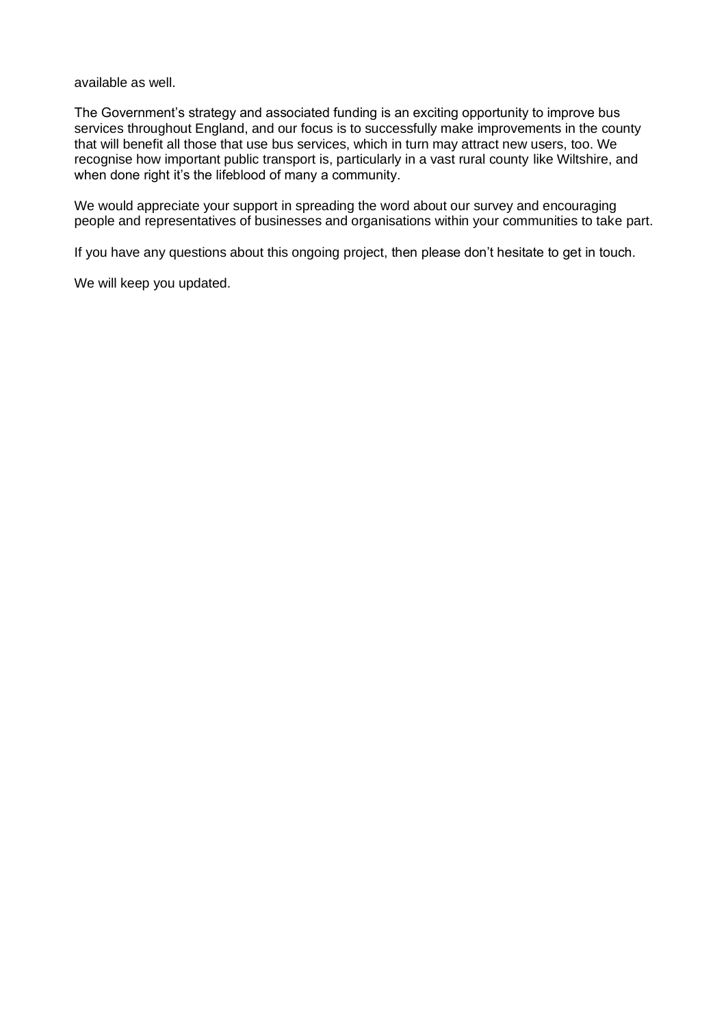available as well.

The Government's strategy and associated funding is an exciting opportunity to improve bus services throughout England, and our focus is to successfully make improvements in the county that will benefit all those that use bus services, which in turn may attract new users, too. We recognise how important public transport is, particularly in a vast rural county like Wiltshire, and when done right it's the lifeblood of many a community.

We would appreciate your support in spreading the word about our survey and encouraging people and representatives of businesses and organisations within your communities to take part.

If you have any questions about this ongoing project, then please don't hesitate to get in touch.

We will keep you updated.